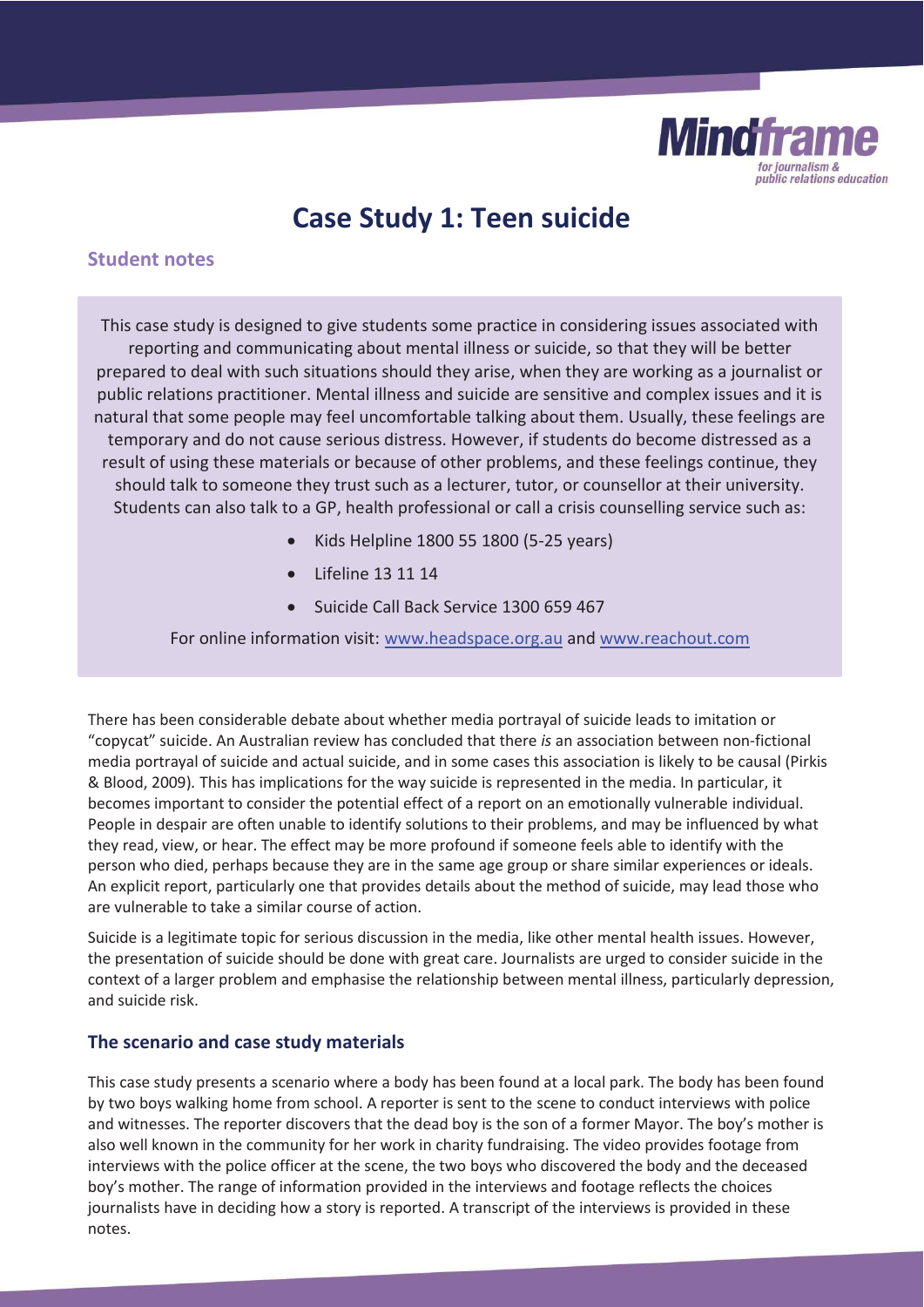Mindframe
for journalism & public relations education

# Case Study 1: Teen suicide

## Student notes

This case study is designed to give students some practice in considering issues associated with reporting and communicating about mental illness or suicide, so that they will be better prepared to deal with such situations should they arise, when they are working as a journalist or public relations practitioner. Mental illness and suicide are sensitive and complex issues and it is natural that some people may feel uncomfortable talking about them. Usually, these feelings are temporary and do not cause serious distress. However, if students do become distressed as a result of using these materials or because of other problems, and these feelings continue, they should talk to someone they trust such as a lecturer, tutor, or counsellor at their university. Students can also talk to a GP, health professional or call a crisis counselling service such as:

- Kids Helpline 1800 55 1800 (5-25 years)
- Lifeline 13 11 14
- Suicide Call Back Service 1300 659 467

For online information visit: [www.headspace.org.au](http://www.headspace.org.au) and [www.reachout.com](http://www.reachout.com)

There has been considerable debate about whether media portrayal of suicide leads to imitation or "copycat" suicide. An Australian review has concluded that there *is* an association between non-fictional media portrayal of suicide and actual suicide, and in some cases this association is likely to be causal (Pirkis & Blood, 2009). This has implications for the way suicide is represented in the media. In particular, it becomes important to consider the potential effect of a report on an emotionally vulnerable individual. People in despair are often unable to identify solutions to their problems, and may be influenced by what they read, view, or hear. The effect may be more profound if someone feels able to identify with the person who died, perhaps because they are in the same age group or share similar experiences or ideals. An explicit report, particularly one that provides details about the method of suicide, may lead those who are vulnerable to take a similar course of action.

Suicide is a legitimate topic for serious discussion in the media, like other mental health issues. However, the presentation of suicide should be done with great care. Journalists are urged to consider suicide in the context of a larger problem and emphasise the relationship between mental illness, particularly depression, and suicide risk.

### The scenario and case study materials

This case study presents a scenario where a body has been found at a local park. The body has been found by two boys walking home from school. A reporter is sent to the scene to conduct interviews with police and witnesses. The reporter discovers that the dead boy is the son of a former Mayor. The boy's mother is also well known in the community for her work in charity fundraising. The video provides footage from interviews with the police officer at the scene, the two boys who discovered the body and the deceased boy's mother. The range of information provided in the interviews and footage reflects the choices journalists have in deciding how a story is reported. A transcript of the interviews is provided in these notes.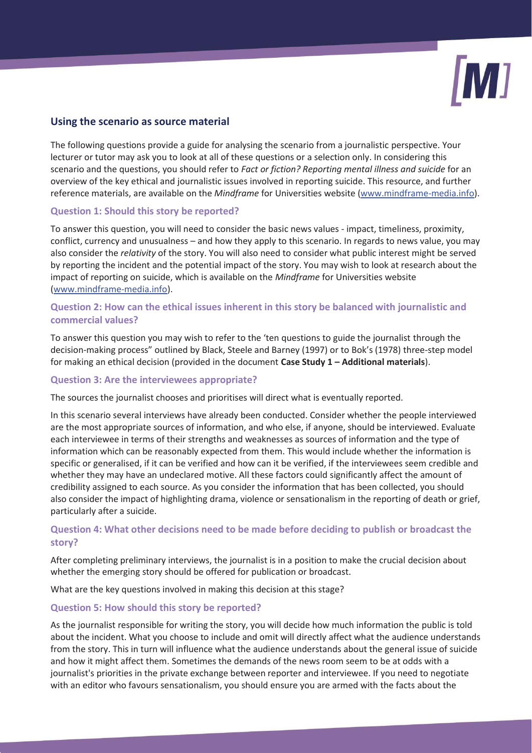## Using the scenario as source material

The following questions provide a guide for analysing the scenario from a journalistic perspective. Your lecturer or tutor may ask you to look at all of these questions or a selection only. In considering this scenario and the questions, you should refer to *Fact or fiction? Reporting mental illness and suicide* for an overview of the key ethical and journalistic issues involved in reporting suicide. This resource, and further reference materials, are available on the *Mindframe* for Universities website (www.mindframe-media.info).

### Question 1: Should this story be reported?

To answer this question, you will need to consider the basic news values - impact, timeliness, proximity, conflict, currency and unusualness – and how they apply to this scenario. In regards to news value, you may also consider the *relativity* of the story. You will also need to consider what public interest might be served by reporting the incident and the potential impact of the story. You may wish to look at research about the impact of reporting on suicide, which is available on the *Mindframe* for Universities website (www.mindframe-media.info).

### Question 2: How can the ethical issues inherent in this story be balanced with journalistic and commercial values?

To answer this question you may wish to refer to the 'ten questions to guide the journalist through the decision-making process" outlined by Black, Steele and Barney (1997) or to Bok's (1978) three-step model for making an ethical decision (provided in the document **Case Study 1 – Additional materials**).

### Question 3: Are the interviewees appropriate?

The sources the journalist chooses and prioritises will direct what is eventually reported.

In this scenario several interviews have already been conducted. Consider whether the people interviewed are the most appropriate sources of information, and who else, if anyone, should be interviewed. Evaluate each interviewee in terms of their strengths and weaknesses as sources of information and the type of information which can be reasonably expected from them. This would include whether the information is specific or generalised, if it can be verified and how can it be verified, if the interviewees seem credible and whether they may have an undeclared motive. All these factors could significantly affect the amount of credibility assigned to each source. As you consider the information that has been collected, you should also consider the impact of highlighting drama, violence or sensationalism in the reporting of death or grief, particularly after a suicide.

### Question 4: What other decisions need to be made before deciding to publish or broadcast the story?

After completing preliminary interviews, the journalist is in a position to make the crucial decision about whether the emerging story should be offered for publication or broadcast.

What are the key questions involved in making this decision at this stage?

### Question 5: How should this story be reported?

As the journalist responsible for writing the story, you will decide how much information the public is told about the incident. What you choose to include and omit will directly affect what the audience understands from the story. This in turn will influence what the audience understands about the general issue of suicide and how it might affect them. Sometimes the demands of the news room seem to be at odds with a journalist's priorities in the private exchange between reporter and interviewee. If you need to negotiate with an editor who favours sensationalism, you should ensure you are armed with the facts about the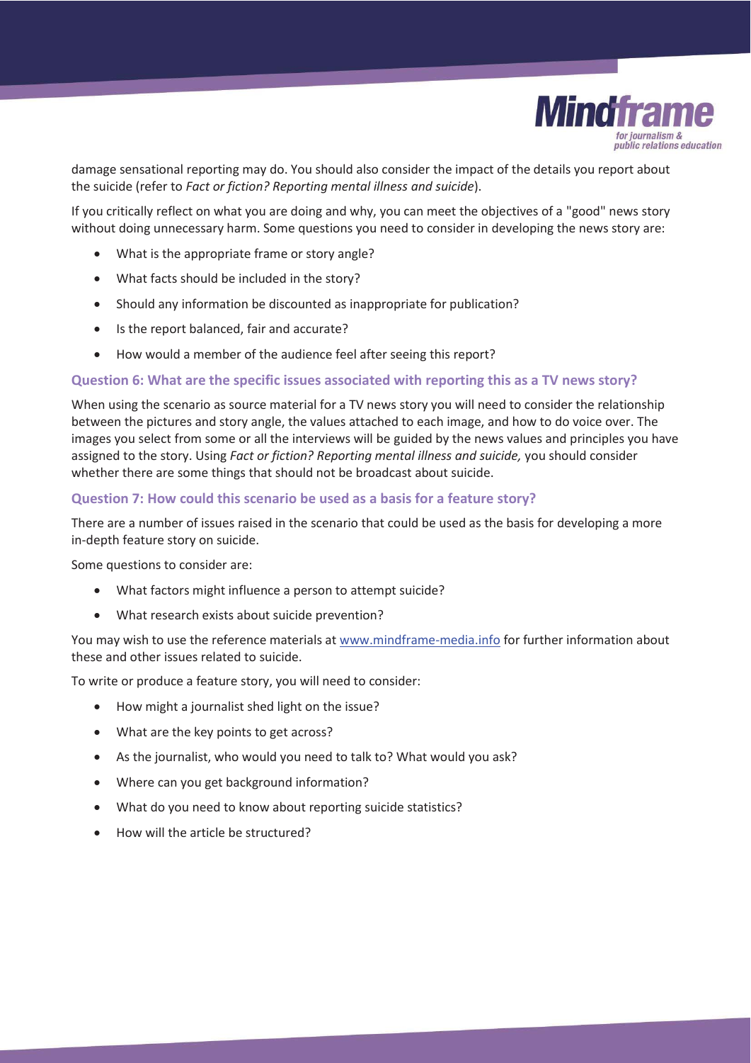damage sensational reporting may do. You should also consider the impact of the details you report about the suicide (refer to *Fact or fiction? Reporting mental illness and suicide*).

If you critically reflect on what you are doing and why, you can meet the objectives of a "good" news story without doing unnecessary harm. Some questions you need to consider in developing the news story are:

- What is the appropriate frame or story angle?
- What facts should be included in the story?
- Should any information be discounted as inappropriate for publication?
- Is the report balanced, fair and accurate?
- How would a member of the audience feel after seeing this report?

### Question 6: What are the specific issues associated with reporting this as a TV news story?

When using the scenario as source material for a TV news story you will need to consider the relationship between the pictures and story angle, the values attached to each image, and how to do voice over. The images you select from some or all the interviews will be guided by the news values and principles you have assigned to the story. Using *Fact or fiction? Reporting mental illness and suicide,* you should consider whether there are some things that should not be broadcast about suicide.

### Question 7: How could this scenario be used as a basis for a feature story?

There are a number of issues raised in the scenario that could be used as the basis for developing a more in-depth feature story on suicide.

Some questions to consider are:

- What factors might influence a person to attempt suicide?
- What research exists about suicide prevention?

You may wish to use the reference materials at [www.mindframe-media.info](www.mindframe-media.info) for further information about these and other issues related to suicide.

To write or produce a feature story, you will need to consider:

- How might a journalist shed light on the issue?
- What are the key points to get across?
- As the journalist, who would you need to talk to? What would you ask?
- Where can you get background information?
- What do you need to know about reporting suicide statistics?
- How will the article be structured?